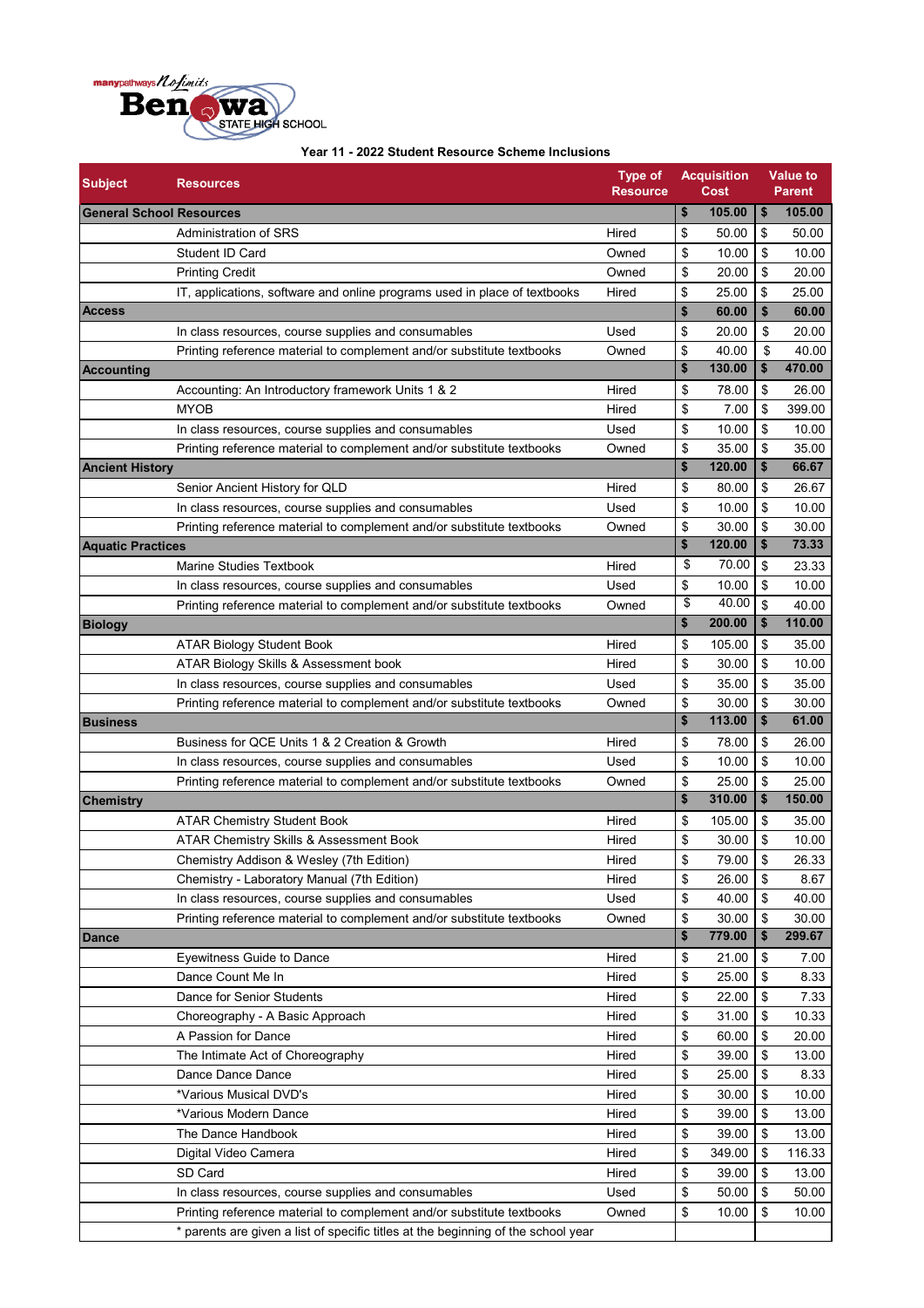manypathways No limits Benowa STATE HIGH SCHOOL

### Year 11 - 2022 Student Resource Scheme Inclusions

| Subject | Resources | Type of Resource | Acquisition Cost | Value to Parent |
|---|---|---|---|---|
| **General School Resources** | | | **$ 105.00** | **$ 105.00** |
| | Administration of SRS | Hired | $ 50.00 | $ 50.00 |
| | Student ID Card | Owned | $ 10.00 | $ 10.00 |
| | Printing Credit | Owned | $ 20.00 | $ 20.00 |
| | IT, applications, software and online programs used in place of textbooks | Hired | $ 25.00 | $ 25.00 |
| **Access** | | | **$ 60.00** | **$ 60.00** |
| | In class resources, course supplies and consumables | Used | $ 20.00 | $ 20.00 |
| | Printing reference material to complement and/or substitute textbooks | Owned | $ 40.00 | $ 40.00 |
| **Accounting** | | | **$ 130.00** | **$ 470.00** |
| | Accounting: An Introductory framework Units 1 & 2 | Hired | $ 78.00 | $ 26.00 |
| | MYOB | Hired | $ 7.00 | $ 399.00 |
| | In class resources, course supplies and consumables | Used | $ 10.00 | $ 10.00 |
| | Printing reference material to complement and/or substitute textbooks | Owned | $ 35.00 | $ 35.00 |
| **Ancient History** | | | **$ 120.00** | **$ 66.67** |
| | Senior Ancient History for QLD | Hired | $ 80.00 | $ 26.67 |
| | In class resources, course supplies and consumables | Used | $ 10.00 | $ 10.00 |
| | Printing reference material to complement and/or substitute textbooks | Owned | $ 30.00 | $ 30.00 |
| **Aquatic Practices** | | | **$ 120.00** | **$ 73.33** |
| | Marine Studies Textbook | Hired | $ 70.00 | $ 23.33 |
| | In class resources, course supplies and consumables | Used | $ 10.00 | $ 10.00 |
| | Printing reference material to complement and/or substitute textbooks | Owned | $ 40.00 | $ 40.00 |
| **Biology** | | | **$ 200.00** | **$ 110.00** |
| | ATAR Biology Student Book | Hired | $ 105.00 | $ 35.00 |
| | ATAR Biology Skills & Assessment book | Hired | $ 30.00 | $ 10.00 |
| | In class resources, course supplies and consumables | Used | $ 35.00 | $ 35.00 |
| | Printing reference material to complement and/or substitute textbooks | Owned | $ 30.00 | $ 30.00 |
| **Business** | | | **$ 113.00** | **$ 61.00** |
| | Business for QCE Units 1 & 2 Creation & Growth | Hired | $ 78.00 | $ 26.00 |
| | In class resources, course supplies and consumables | Used | $ 10.00 | $ 10.00 |
| | Printing reference material to complement and/or substitute textbooks | Owned | $ 25.00 | $ 25.00 |
| **Chemistry** | | | **$ 310.00** | **$ 150.00** |
| | ATAR Chemistry Student Book | Hired | $ 105.00 | $ 35.00 |
| | ATAR Chemistry Skills & Assessment Book | Hired | $ 30.00 | $ 10.00 |
| | Chemistry Addison & Wesley (7th Edition) | Hired | $ 79.00 | $ 26.33 |
| | Chemistry - Laboratory Manual (7th Edition) | Hired | $ 26.00 | $ 8.67 |
| | In class resources, course supplies and consumables | Used | $ 40.00 | $ 40.00 |
| | Printing reference material to complement and/or substitute textbooks | Owned | $ 30.00 | $ 30.00 |
| **Dance** | | | **$ 779.00** | **$ 299.67** |
| | Eyewitness Guide to Dance | Hired | $ 21.00 | $ 7.00 |
| | Dance Count Me In | Hired | $ 25.00 | $ 8.33 |
| | Dance for Senior Students | Hired | $ 22.00 | $ 7.33 |
| | Choreography - A Basic Approach | Hired | $ 31.00 | $ 10.33 |
| | A Passion for Dance | Hired | $ 60.00 | $ 20.00 |
| | The Intimate Act of Choreography | Hired | $ 39.00 | $ 13.00 |
| | Dance Dance Dance | Hired | $ 25.00 | $ 8.33 |
| | *Various Musical DVD's | Hired | $ 30.00 | $ 10.00 |
| | *Various Modern Dance | Hired | $ 39.00 | $ 13.00 |
| | The Dance Handbook | Hired | $ 39.00 | $ 13.00 |
| | Digital Video Camera | Hired | $ 349.00 | $ 116.33 |
| | SD Card | Hired | $ 39.00 | $ 13.00 |
| | In class resources, course supplies and consumables | Used | $ 50.00 | $ 50.00 |
| | Printing reference material to complement and/or substitute textbooks | Owned | $ 10.00 | $ 10.00 |
| | * parents are given a list of specific titles at the beginning of the school year | | | |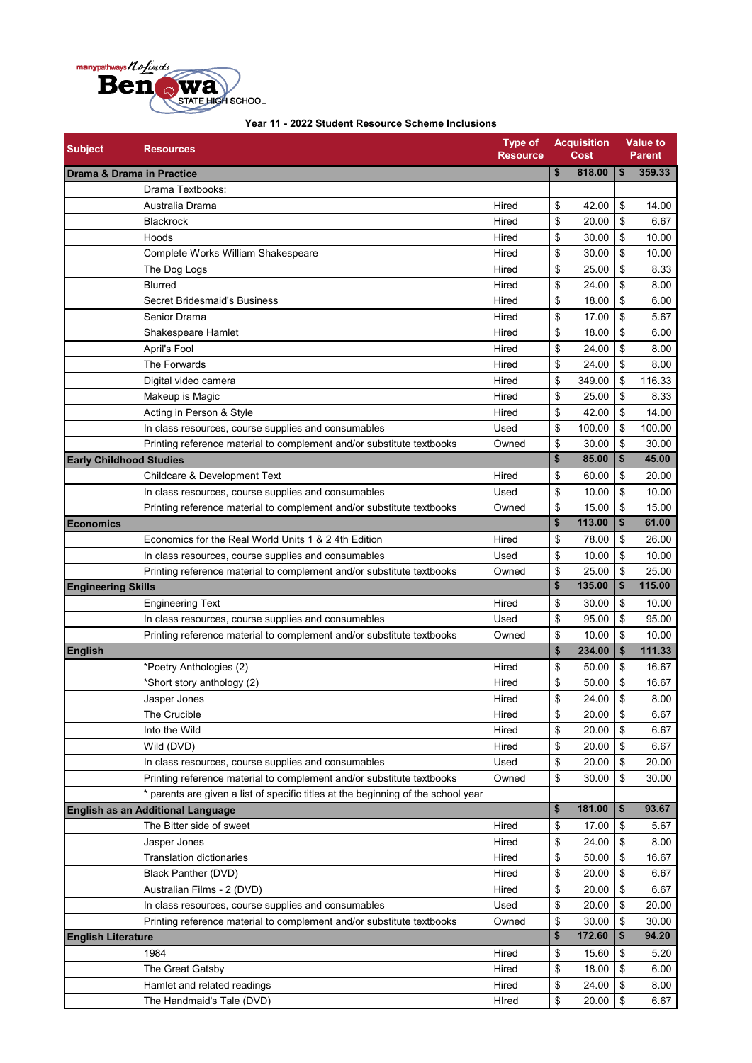Benowa STATE HIGH SCHOOL

**Year 11 - 2022 Student Resource Scheme Inclusions**

| Subject | Resources | Type of Resource | Acquisition Cost | Value to Parent |
|---|---|---|---|---|
| **Drama & Drama in Practice** | | | **$ 818.00** | **$ 359.33** |
| | Drama Textbooks: | | | |
| | Australia Drama | Hired | $ 42.00 | $ 14.00 |
| | Blackrock | Hired | $ 20.00 | $ 6.67 |
| | Hoods | Hired | $ 30.00 | $ 10.00 |
| | Complete Works William Shakespeare | Hired | $ 30.00 | $ 10.00 |
| | The Dog Logs | Hired | $ 25.00 | $ 8.33 |
| | Blurred | Hired | $ 24.00 | $ 8.00 |
| | Secret Bridesmaid's Business | Hired | $ 18.00 | $ 6.00 |
| | Senior Drama | Hired | $ 17.00 | $ 5.67 |
| | Shakespeare Hamlet | Hired | $ 18.00 | $ 6.00 |
| | April's Fool | Hired | $ 24.00 | $ 8.00 |
| | The Forwards | Hired | $ 24.00 | $ 8.00 |
| | Digital video camera | Hired | $ 349.00 | $ 116.33 |
| | Makeup is Magic | Hired | $ 25.00 | $ 8.33 |
| | Acting in Person & Style | Hired | $ 42.00 | $ 14.00 |
| | In class resources, course supplies and consumables | Used | $ 100.00 | $ 100.00 |
| | Printing reference material to complement and/or substitute textbooks | Owned | $ 30.00 | $ 30.00 |
| **Early Childhood Studies** | | | **$ 85.00** | **$ 45.00** |
| | Childcare & Development Text | Hired | $ 60.00 | $ 20.00 |
| | In class resources, course supplies and consumables | Used | $ 10.00 | $ 10.00 |
| | Printing reference material to complement and/or substitute textbooks | Owned | $ 15.00 | $ 15.00 |
| **Economics** | | | **$ 113.00** | **$ 61.00** |
| | Economics for the Real World Units 1 & 2 4th Edition | Hired | $ 78.00 | $ 26.00 |
| | In class resources, course supplies and consumables | Used | $ 10.00 | $ 10.00 |
| | Printing reference material to complement and/or substitute textbooks | Owned | $ 25.00 | $ 25.00 |
| **Engineering Skills** | | | **$ 135.00** | **$ 115.00** |
| | Engineering Text | Hired | $ 30.00 | $ 10.00 |
| | In class resources, course supplies and consumables | Used | $ 95.00 | $ 95.00 |
| | Printing reference material to complement and/or substitute textbooks | Owned | $ 10.00 | $ 10.00 |
| **English** | | | **$ 234.00** | **$ 111.33** |
| | *Poetry Anthologies (2) | Hired | $ 50.00 | $ 16.67 |
| | *Short story anthology (2) | Hired | $ 50.00 | $ 16.67 |
| | Jasper Jones | Hired | $ 24.00 | $ 8.00 |
| | The Crucible | Hired | $ 20.00 | $ 6.67 |
| | Into the Wild | Hired | $ 20.00 | $ 6.67 |
| | Wild (DVD) | Hired | $ 20.00 | $ 6.67 |
| | In class resources, course supplies and consumables | Used | $ 20.00 | $ 20.00 |
| | Printing reference material to complement and/or substitute textbooks | Owned | $ 30.00 | $ 30.00 |
| | * parents are given a list of specific titles at the beginning of the school year | | | |
| **English as an Additional Language** | | | **$ 181.00** | **$ 93.67** |
| | The Bitter side of sweet | Hired | $ 17.00 | $ 5.67 |
| | Jasper Jones | Hired | $ 24.00 | $ 8.00 |
| | Translation dictionaries | Hired | $ 50.00 | $ 16.67 |
| | Black Panther (DVD) | Hired | $ 20.00 | $ 6.67 |
| | Australian Films - 2 (DVD) | Hired | $ 20.00 | $ 6.67 |
| | In class resources, course supplies and consumables | Used | $ 20.00 | $ 20.00 |
| | Printing reference material to complement and/or substitute textbooks | Owned | $ 30.00 | $ 30.00 |
| **English Literature** | | | **$ 172.60** | **$ 94.20** |
| | 1984 | Hired | $ 15.60 | $ 5.20 |
| | The Great Gatsby | Hired | $ 18.00 | $ 6.00 |
| | Hamlet and related readings | Hired | $ 24.00 | $ 8.00 |
| | The Handmaid's Tale (DVD) | HIred | $ 20.00 | $ 6.67 |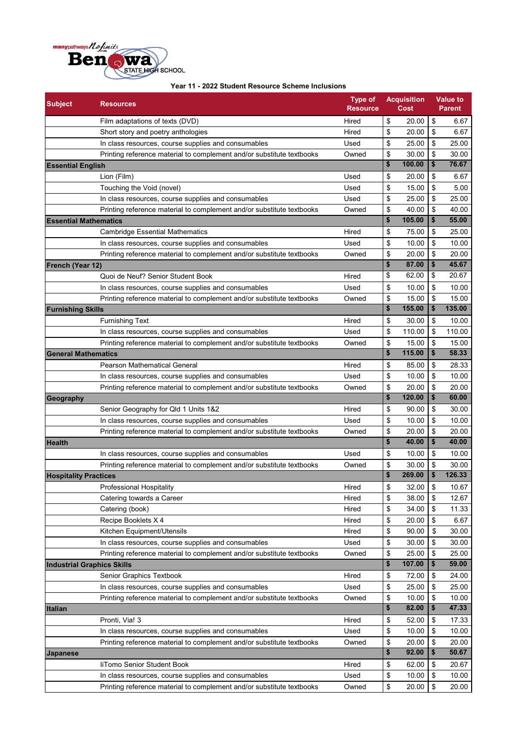Year 11 - 2022 Student Resource Scheme Inclusions

| Subject | Resources | Type of Resource | Acquisition Cost | Value to Parent |
|---|---|---|---|---|
| | Film adaptations of texts (DVD) | Hired | $ 20.00 | $ 6.67 |
| | Short story and poetry anthologies | Hired | $ 20.00 | $ 6.67 |
| | In class resources, course supplies and consumables | Used | $ 25.00 | $ 25.00 |
| | Printing reference material to complement and/or substitute textbooks | Owned | $ 30.00 | $ 30.00 |
| **Essential English** | | | **$ 100.00** | **$ 76.67** |
| | Lion (Film) | Used | $ 20.00 | $ 6.67 |
| | Touching the Void (novel) | Used | $ 15.00 | $ 5.00 |
| | In class resources, course supplies and consumables | Used | $ 25.00 | $ 25.00 |
| | Printing reference material to complement and/or substitute textbooks | Owned | $ 40.00 | $ 40.00 |
| **Essential Mathematics** | | | **$ 105.00** | **$ 55.00** |
| | Cambridge Essential Mathematics | Hired | $ 75.00 | $ 25.00 |
| | In class resources, course supplies and consumables | Used | $ 10.00 | $ 10.00 |
| | Printing reference material to complement and/or substitute textbooks | Owned | $ 20.00 | $ 20.00 |
| **French (Year 12)** | | | **$ 87.00** | **$ 45.67** |
| | Quoi de Neuf? Senior Student Book | Hired | $ 62.00 | $ 20.67 |
| | In class resources, course supplies and consumables | Used | $ 10.00 | $ 10.00 |
| | Printing reference material to complement and/or substitute textbooks | Owned | $ 15.00 | $ 15.00 |
| **Furnishing Skills** | | | **$ 155.00** | **$ 135.00** |
| | Furnishing Text | Hired | $ 30.00 | $ 10.00 |
| | In class resources, course supplies and consumables | Used | $ 110.00 | $ 110.00 |
| | Printing reference material to complement and/or substitute textbooks | Owned | $ 15.00 | $ 15.00 |
| **General Mathematics** | | | **$ 115.00** | **$ 58.33** |
| | Pearson Mathematical General | Hired | $ 85.00 | $ 28.33 |
| | In class resources, course supplies and consumables | Used | $ 10.00 | $ 10.00 |
| | Printing reference material to complement and/or substitute textbooks | Owned | $ 20.00 | $ 20.00 |
| **Geography** | | | **$ 120.00** | **$ 60.00** |
| | Senior Geography for Qld 1 Units 1&2 | Hired | $ 90.00 | $ 30.00 |
| | In class resources, course supplies and consumables | Used | $ 10.00 | $ 10.00 |
| | Printing reference material to complement and/or substitute textbooks | Owned | $ 20.00 | $ 20.00 |
| **Health** | | | **$ 40.00** | **$ 40.00** |
| | In class resources, course supplies and consumables | Used | $ 10.00 | $ 10.00 |
| | Printing reference material to complement and/or substitute textbooks | Owned | $ 30.00 | $ 30.00 |
| **Hospitality Practices** | | | **$ 269.00** | **$ 126.33** |
| | Professional Hospitality | Hired | $ 32.00 | $ 10.67 |
| | Catering towards a Career | Hired | $ 38.00 | $ 12.67 |
| | Catering (book) | Hired | $ 34.00 | $ 11.33 |
| | Recipe Booklets X 4 | Hired | $ 20.00 | $ 6.67 |
| | Kitchen Equipment/Utensils | Hired | $ 90.00 | $ 30.00 |
| | In class resources, course supplies and consumables | Used | $ 30.00 | $ 30.00 |
| | Printing reference material to complement and/or substitute textbooks | Owned | $ 25.00 | $ 25.00 |
| **Industrial Graphics Skills** | | | **$ 107.00** | **$ 59.00** |
| | Senior Graphics Textbook | Hired | $ 72.00 | $ 24.00 |
| | In class resources, course supplies and consumables | Used | $ 25.00 | $ 25.00 |
| | Printing reference material to complement and/or substitute textbooks | Owned | $ 10.00 | $ 10.00 |
| **Italian** | | | **$ 82.00** | **$ 47.33** |
| | Pronti, Via! 3 | Hired | $ 52.00 | $ 17.33 |
| | In class resources, course supplies and consumables | Used | $ 10.00 | $ 10.00 |
| | Printing reference material to complement and/or substitute textbooks | Owned | $ 20.00 | $ 20.00 |
| **Japanese** | | | **$ 92.00** | **$ 50.67** |
| | IiTomo Senior Student Book | Hired | $ 62.00 | $ 20.67 |
| | In class resources, course supplies and consumables | Used | $ 10.00 | $ 10.00 |
| | Printing reference material to complement and/or substitute textbooks | Owned | $ 20.00 | $ 20.00 |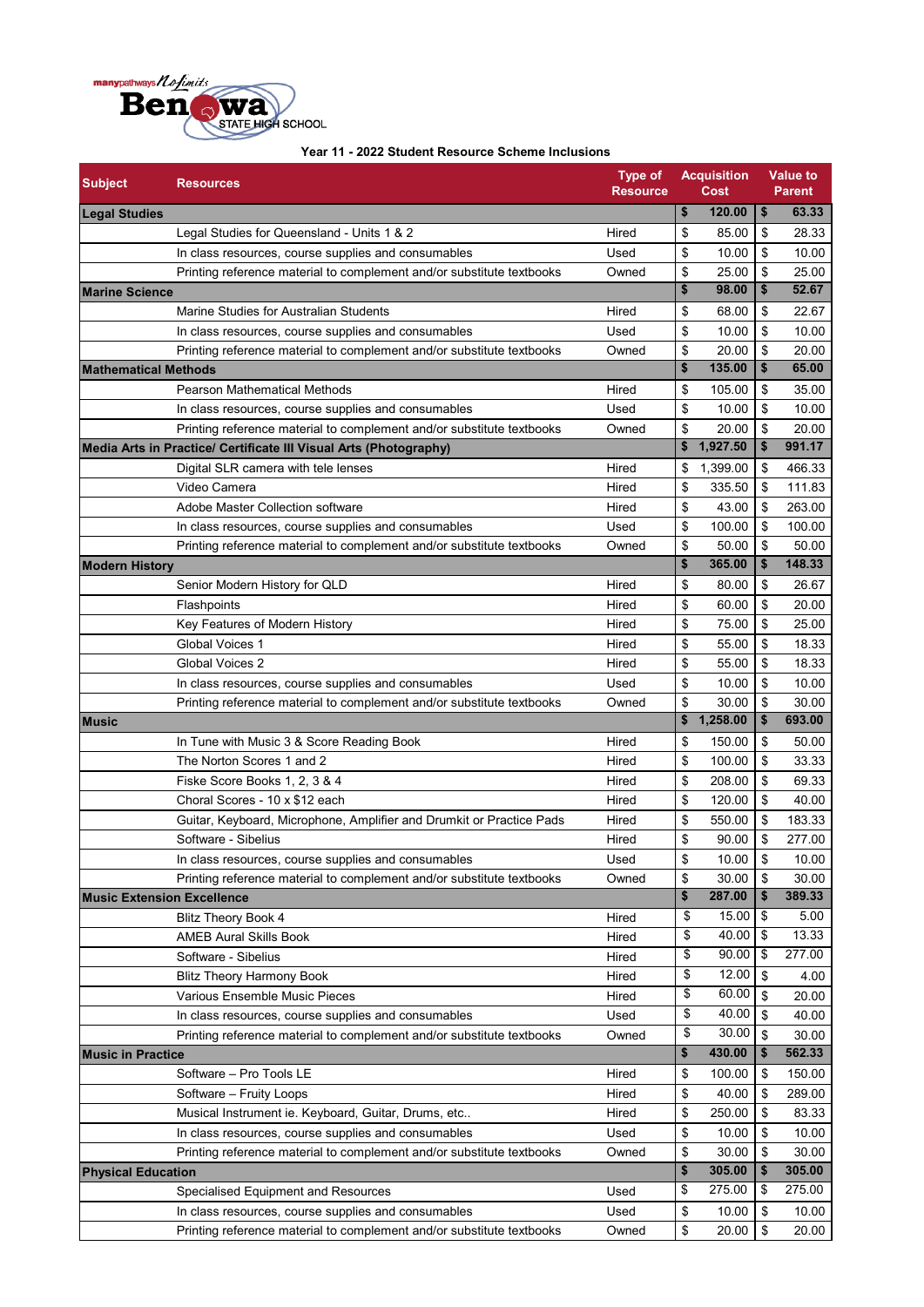Benowa STATE HIGH SCHOOL

**Year 11 - 2022 Student Resource Scheme Inclusions**

| Subject | Resources | Type of Resource | Acquisition Cost | Value to Parent |
|---|---|---|---|---|
| **Legal Studies** | | | **$ 120.00** | **$ 63.33** |
| | Legal Studies for Queensland - Units 1 & 2 | Hired | $ 85.00 | $ 28.33 |
| | In class resources, course supplies and consumables | Used | $ 10.00 | $ 10.00 |
| | Printing reference material to complement and/or substitute textbooks | Owned | $ 25.00 | $ 25.00 |
| **Marine Science** | | | **$ 98.00** | **$ 52.67** |
| | Marine Studies for Australian Students | Hired | $ 68.00 | $ 22.67 |
| | In class resources, course supplies and consumables | Used | $ 10.00 | $ 10.00 |
| | Printing reference material to complement and/or substitute textbooks | Owned | $ 20.00 | $ 20.00 |
| **Mathematical Methods** | | | **$ 135.00** | **$ 65.00** |
| | Pearson Mathematical Methods | Hired | $ 105.00 | $ 35.00 |
| | In class resources, course supplies and consumables | Used | $ 10.00 | $ 10.00 |
| | Printing reference material to complement and/or substitute textbooks | Owned | $ 20.00 | $ 20.00 |
| **Media Arts in Practice/ Certificate III Visual Arts (Photography)** | | | **$ 1,927.50** | **$ 991.17** |
| | Digital SLR camera with tele lenses | Hired | $ 1,399.00 | $ 466.33 |
| | Video Camera | Hired | $ 335.50 | $ 111.83 |
| | Adobe Master Collection software | Hired | $ 43.00 | $ 263.00 |
| | In class resources, course supplies and consumables | Used | $ 100.00 | $ 100.00 |
| | Printing reference material to complement and/or substitute textbooks | Owned | $ 50.00 | $ 50.00 |
| **Modern History** | | | **$ 365.00** | **$ 148.33** |
| | Senior Modern History for QLD | Hired | $ 80.00 | $ 26.67 |
| | Flashpoints | Hired | $ 60.00 | $ 20.00 |
| | Key Features of Modern History | Hired | $ 75.00 | $ 25.00 |
| | Global Voices 1 | Hired | $ 55.00 | $ 18.33 |
| | Global Voices 2 | Hired | $ 55.00 | $ 18.33 |
| | In class resources, course supplies and consumables | Used | $ 10.00 | $ 10.00 |
| | Printing reference material to complement and/or substitute textbooks | Owned | $ 30.00 | $ 30.00 |
| **Music** | | | **$ 1,258.00** | **$ 693.00** |
| | In Tune with Music 3 & Score Reading Book | Hired | $ 150.00 | $ 50.00 |
| | The Norton Scores 1 and 2 | Hired | $ 100.00 | $ 33.33 |
| | Fiske Score Books 1, 2, 3 & 4 | Hired | $ 208.00 | $ 69.33 |
| | Choral Scores - 10 x $12 each | Hired | $ 120.00 | $ 40.00 |
| | Guitar, Keyboard, Microphone, Amplifier and Drumkit or Practice Pads | Hired | $ 550.00 | $ 183.33 |
| | Software - Sibelius | Hired | $ 90.00 | $ 277.00 |
| | In class resources, course supplies and consumables | Used | $ 10.00 | $ 10.00 |
| | Printing reference material to complement and/or substitute textbooks | Owned | $ 30.00 | $ 30.00 |
| **Music Extension Excellence** | | | **$ 287.00** | **$ 389.33** |
| | Blitz Theory Book 4 | Hired | $ 15.00 | $ 5.00 |
| | AMEB Aural Skills Book | Hired | $ 40.00 | $ 13.33 |
| | Software - Sibelius | Hired | $ 90.00 | $ 277.00 |
| | Blitz Theory Harmony Book | Hired | $ 12.00 | $ 4.00 |
| | Various Ensemble Music Pieces | Hired | $ 60.00 | $ 20.00 |
| | In class resources, course supplies and consumables | Used | $ 40.00 | $ 40.00 |
| | Printing reference material to complement and/or substitute textbooks | Owned | $ 30.00 | $ 30.00 |
| **Music in Practice** | | | **$ 430.00** | **$ 562.33** |
| | Software – Pro Tools LE | Hired | $ 100.00 | $ 150.00 |
| | Software – Fruity Loops | Hired | $ 40.00 | $ 289.00 |
| | Musical Instrument ie. Keyboard, Guitar, Drums, etc.. | Hired | $ 250.00 | $ 83.33 |
| | In class resources, course supplies and consumables | Used | $ 10.00 | $ 10.00 |
| | Printing reference material to complement and/or substitute textbooks | Owned | $ 30.00 | $ 30.00 |
| **Physical Education** | | | **$ 305.00** | **$ 305.00** |
| | Specialised Equipment and Resources | Used | $ 275.00 | $ 275.00 |
| | In class resources, course supplies and consumables | Used | $ 10.00 | $ 10.00 |
| | Printing reference material to complement and/or substitute textbooks | Owned | $ 20.00 | $ 20.00 |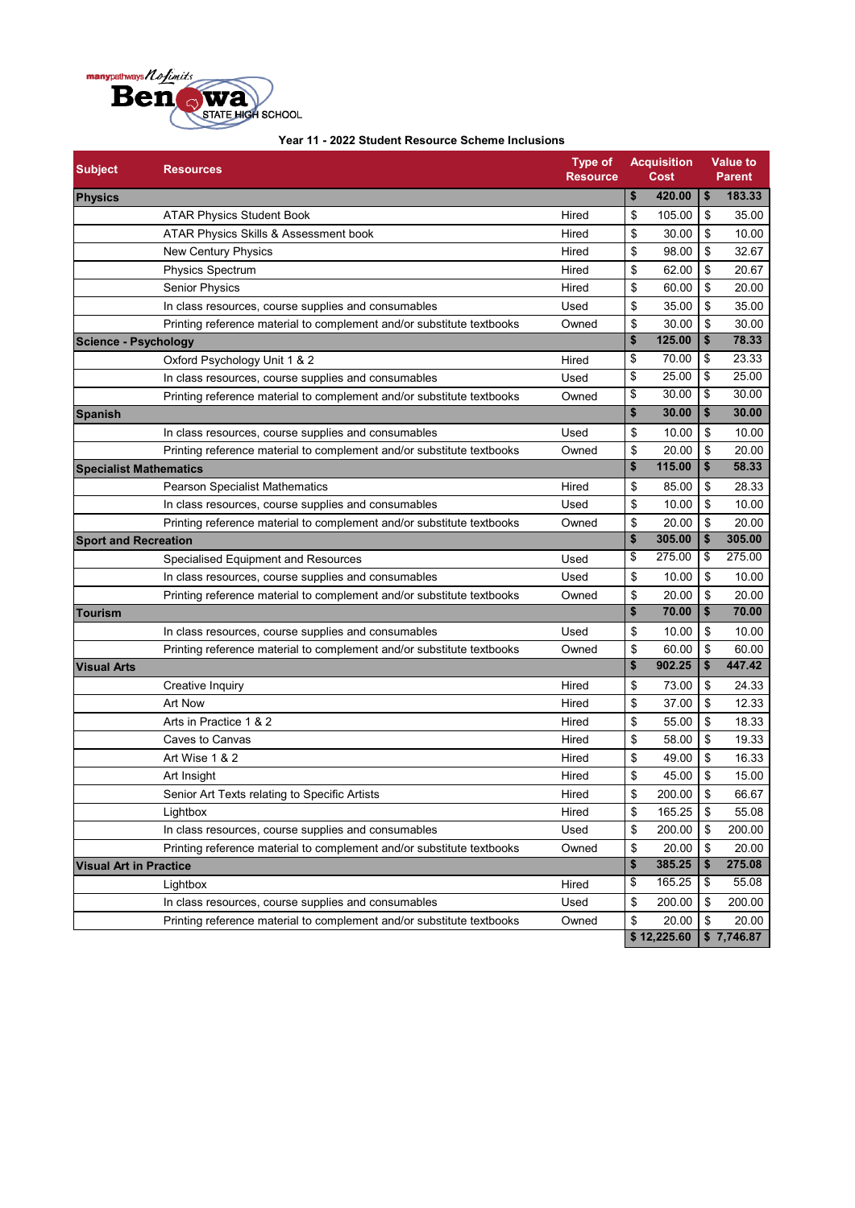manypathways No limits Benowa STATE HIGH SCHOOL

### Year 11 - 2022 Student Resource Scheme Inclusions

| Subject | Resources | Type of Resource | Acquisition Cost | Value to Parent |
|---|---|---|---|---|
| **Physics** | | | **$ 420.00** | **$ 183.33** |
| | ATAR Physics Student Book | Hired | $ 105.00 | $ 35.00 |
| | ATAR Physics Skills & Assessment book | Hired | $ 30.00 | $ 10.00 |
| | New Century Physics | Hired | $ 98.00 | $ 32.67 |
| | Physics Spectrum | Hired | $ 62.00 | $ 20.67 |
| | Senior Physics | Hired | $ 60.00 | $ 20.00 |
| | In class resources, course supplies and consumables | Used | $ 35.00 | $ 35.00 |
| | Printing reference material to complement and/or substitute textbooks | Owned | $ 30.00 | $ 30.00 |
| **Science - Psychology** | | | **$ 125.00** | **$ 78.33** |
| | Oxford Psychology Unit 1 & 2 | Hired | $ 70.00 | $ 23.33 |
| | In class resources, course supplies and consumables | Used | $ 25.00 | $ 25.00 |
| | Printing reference material to complement and/or substitute textbooks | Owned | $ 30.00 | $ 30.00 |
| **Spanish** | | | **$ 30.00** | **$ 30.00** |
| | In class resources, course supplies and consumables | Used | $ 10.00 | $ 10.00 |
| | Printing reference material to complement and/or substitute textbooks | Owned | $ 20.00 | $ 20.00 |
| **Specialist Mathematics** | | | **$ 115.00** | **$ 58.33** |
| | Pearson Specialist Mathematics | Hired | $ 85.00 | $ 28.33 |
| | In class resources, course supplies and consumables | Used | $ 10.00 | $ 10.00 |
| | Printing reference material to complement and/or substitute textbooks | Owned | $ 20.00 | $ 20.00 |
| **Sport and Recreation** | | | **$ 305.00** | **$ 305.00** |
| | Specialised Equipment and Resources | Used | $ 275.00 | $ 275.00 |
| | In class resources, course supplies and consumables | Used | $ 10.00 | $ 10.00 |
| | Printing reference material to complement and/or substitute textbooks | Owned | $ 20.00 | $ 20.00 |
| **Tourism** | | | **$ 70.00** | **$ 70.00** |
| | In class resources, course supplies and consumables | Used | $ 10.00 | $ 10.00 |
| | Printing reference material to complement and/or substitute textbooks | Owned | $ 60.00 | $ 60.00 |
| **Visual Arts** | | | **$ 902.25** | **$ 447.42** |
| | Creative Inquiry | Hired | $ 73.00 | $ 24.33 |
| | Art Now | Hired | $ 37.00 | $ 12.33 |
| | Arts in Practice 1 & 2 | Hired | $ 55.00 | $ 18.33 |
| | Caves to Canvas | Hired | $ 58.00 | $ 19.33 |
| | Art Wise 1 & 2 | Hired | $ 49.00 | $ 16.33 |
| | Art Insight | Hired | $ 45.00 | $ 15.00 |
| | Senior Art Texts relating to Specific Artists | Hired | $ 200.00 | $ 66.67 |
| | Lightbox | Hired | $ 165.25 | $ 55.08 |
| | In class resources, course supplies and consumables | Used | $ 200.00 | $ 200.00 |
| | Printing reference material to complement and/or substitute textbooks | Owned | $ 20.00 | $ 20.00 |
| **Visual Art in Practice** | | | **$ 385.25** | **$ 275.08** |
| | Lightbox | Hired | $ 165.25 | $ 55.08 |
| | In class resources, course supplies and consumables | Used | $ 200.00 | $ 200.00 |
| | Printing reference material to complement and/or substitute textbooks | Owned | $ 20.00 | $ 20.00 |
| | | | **$ 12,225.60** | **$ 7,746.87** |